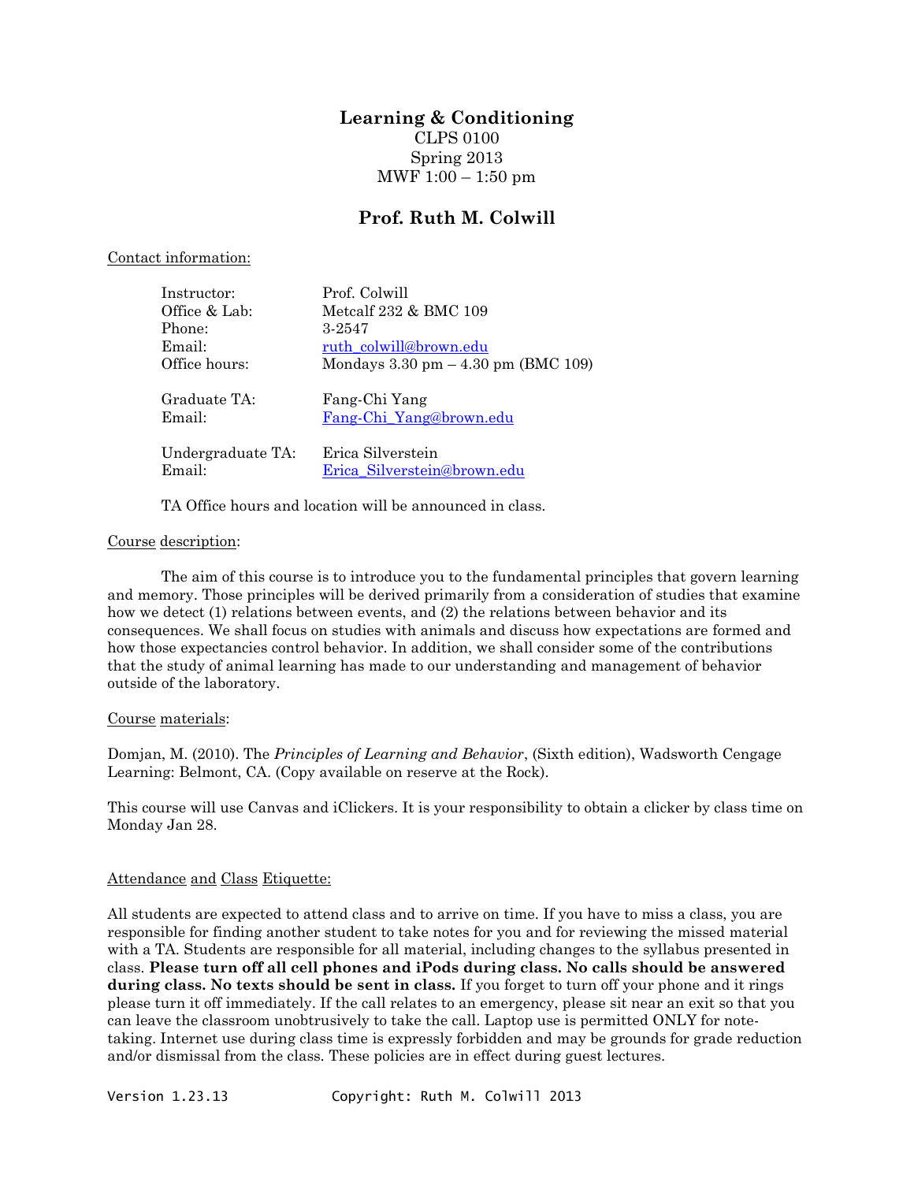# Learning & Conditioning

CLPS 0100
Spring 2013
MWF 1:00 – 1:50 pm

## Prof. Ruth M. Colwill

Contact information:

| | |
|---|---|
| Instructor: | Prof. Colwill |
| Office & Lab: | Metcalf 232 & BMC 109 |
| Phone: | 3-2547 |
| Email: | ruth_colwill@brown.edu |
| Office hours: | Mondays 3.30 pm – 4.30 pm (BMC 109) |
| Graduate TA: | Fang-Chi Yang |
| Email: | Fang-Chi_Yang@brown.edu |
| Undergraduate TA: | Erica Silverstein |
| Email: | Erica_Silverstein@brown.edu |

TA Office hours and location will be announced in class.

Course description:

The aim of this course is to introduce you to the fundamental principles that govern learning and memory. Those principles will be derived primarily from a consideration of studies that examine how we detect (1) relations between events, and (2) the relations between behavior and its consequences. We shall focus on studies with animals and discuss how expectations are formed and how those expectancies control behavior. In addition, we shall consider some of the contributions that the study of animal learning has made to our understanding and management of behavior outside of the laboratory.

Course materials:

Domjan, M. (2010). The *Principles of Learning and Behavior*, (Sixth edition), Wadsworth Cengage Learning: Belmont, CA. (Copy available on reserve at the Rock).

This course will use Canvas and iClickers. It is your responsibility to obtain a clicker by class time on Monday Jan 28.

Attendance and Class Etiquette:

All students are expected to attend class and to arrive on time. If you have to miss a class, you are responsible for finding another student to take notes for you and for reviewing the missed material with a TA. Students are responsible for all material, including changes to the syllabus presented in class. **Please turn off all cell phones and iPods during class. No calls should be answered during class. No texts should be sent in class.** If you forget to turn off your phone and it rings please turn it off immediately. If the call relates to an emergency, please sit near an exit so that you can leave the classroom unobtrusively to take the call. Laptop use is permitted ONLY for note-taking. Internet use during class time is expressly forbidden and may be grounds for grade reduction and/or dismissal from the class. These policies are in effect during guest lectures.

Version 1.23.13 Copyright: Ruth M. Colwill 2013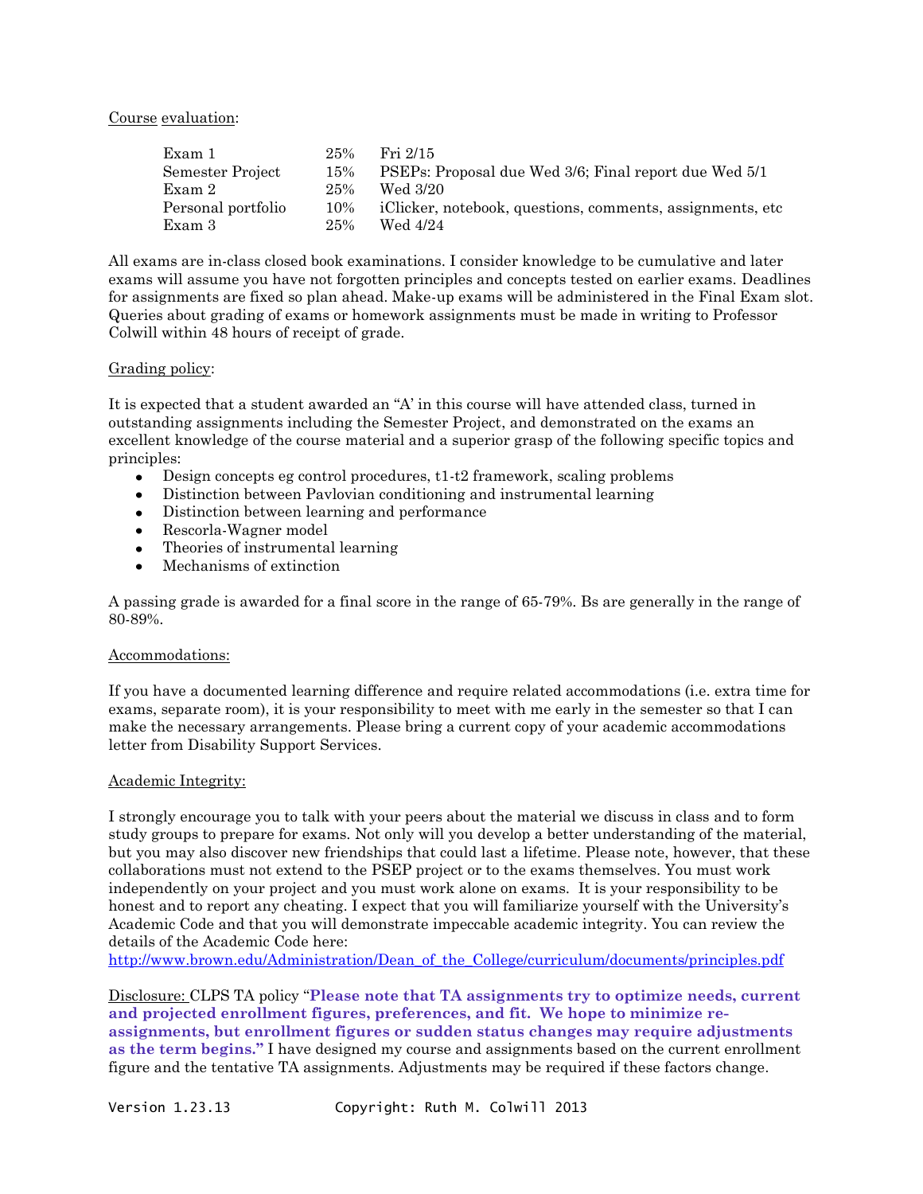Course evaluation:

| | | |
|---|---|---|
| Exam 1 | 25% | Fri 2/15 |
| Semester Project | 15% | PSEPs: Proposal due Wed 3/6; Final report due Wed 5/1 |
| Exam 2 | 25% | Wed 3/20 |
| Personal portfolio | 10% | iClicker, notebook, questions, comments, assignments, etc |
| Exam 3 | 25% | Wed 4/24 |

All exams are in-class closed book examinations. I consider knowledge to be cumulative and later exams will assume you have not forgotten principles and concepts tested on earlier exams. Deadlines for assignments are fixed so plan ahead. Make-up exams will be administered in the Final Exam slot. Queries about grading of exams or homework assignments must be made in writing to Professor Colwill within 48 hours of receipt of grade.

Grading policy:

It is expected that a student awarded an "A' in this course will have attended class, turned in outstanding assignments including the Semester Project, and demonstrated on the exams an excellent knowledge of the course material and a superior grasp of the following specific topics and principles:

- Design concepts eg control procedures, t1-t2 framework, scaling problems
- Distinction between Pavlovian conditioning and instrumental learning
- Distinction between learning and performance
- Rescorla-Wagner model
- Theories of instrumental learning
- Mechanisms of extinction

A passing grade is awarded for a final score in the range of 65-79%. Bs are generally in the range of 80-89%.

Accommodations:

If you have a documented learning difference and require related accommodations (i.e. extra time for exams, separate room), it is your responsibility to meet with me early in the semester so that I can make the necessary arrangements. Please bring a current copy of your academic accommodations letter from Disability Support Services.

Academic Integrity:

I strongly encourage you to talk with your peers about the material we discuss in class and to form study groups to prepare for exams. Not only will you develop a better understanding of the material, but you may also discover new friendships that could last a lifetime. Please note, however, that these collaborations must not extend to the PSEP project or to the exams themselves. You must work independently on your project and you must work alone on exams. It is your responsibility to be honest and to report any cheating. I expect that you will familiarize yourself with the University's Academic Code and that you will demonstrate impeccable academic integrity. You can review the details of the Academic Code here:
http://www.brown.edu/Administration/Dean_of_the_College/curriculum/documents/principles.pdf

Disclosure: CLPS TA policy "**Please note that TA assignments try to optimize needs, current and projected enrollment figures, preferences, and fit. We hope to minimize re-assignments, but enrollment figures or sudden status changes may require adjustments as the term begins."** I have designed my course and assignments based on the current enrollment figure and the tentative TA assignments. Adjustments may be required if these factors change.

Version 1.23.13 Copyright: Ruth M. Colwill 2013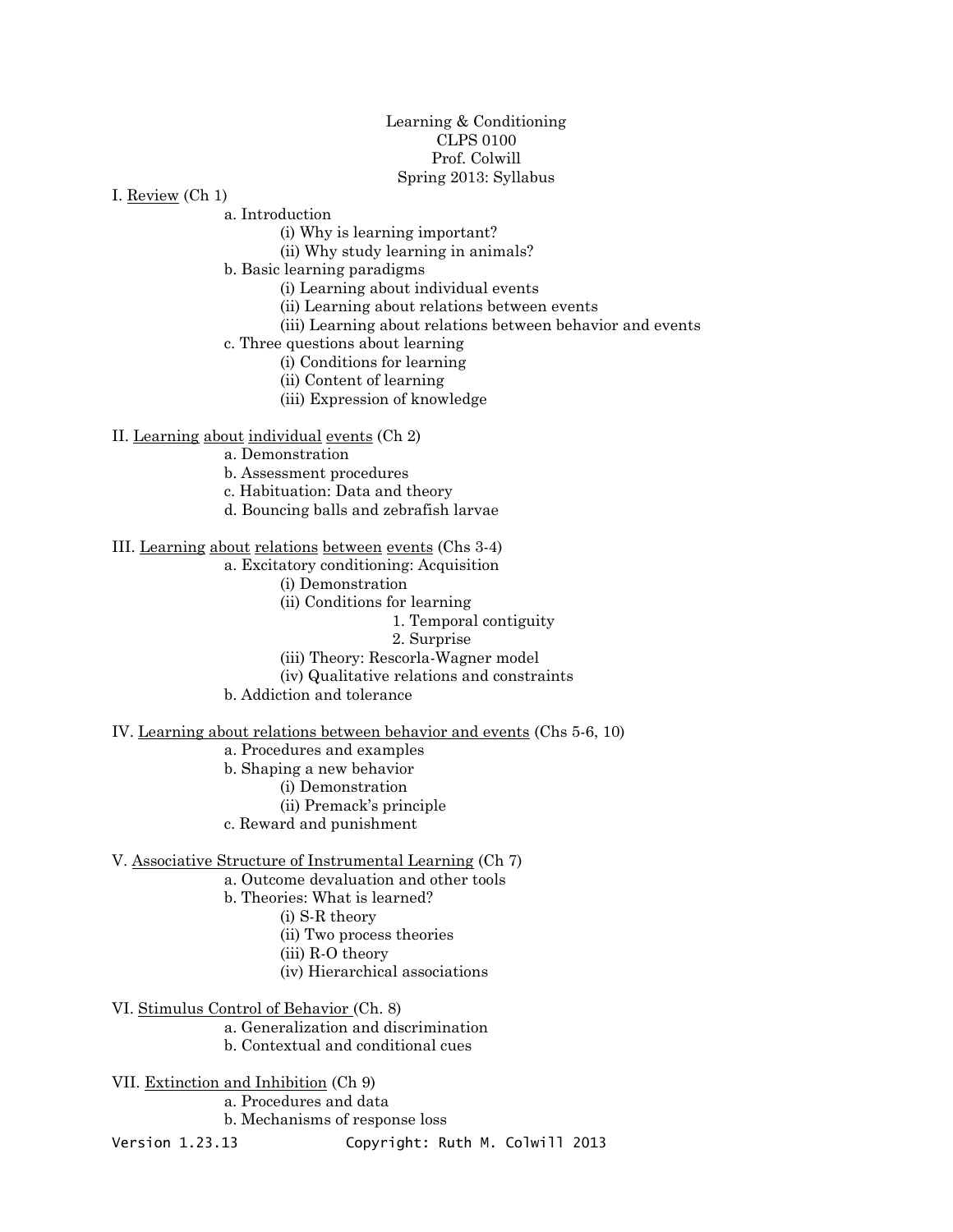Learning & Conditioning
CLPS 0100
Prof. Colwill
Spring 2013: Syllabus

I. Review (Ch 1)
- a. Introduction
  - (i) Why is learning important?
  - (ii) Why study learning in animals?
- b. Basic learning paradigms
  - (i) Learning about individual events
  - (ii) Learning about relations between events
  - (iii) Learning about relations between behavior and events
- c. Three questions about learning
  - (i) Conditions for learning
  - (ii) Content of learning
  - (iii) Expression of knowledge

II. Learning about individual events (Ch 2)
- a. Demonstration
- b. Assessment procedures
- c. Habituation: Data and theory
- d. Bouncing balls and zebrafish larvae

III. Learning about relations between events (Chs 3-4)
- a. Excitatory conditioning: Acquisition
  - (i) Demonstration
  - (ii) Conditions for learning
    1. Temporal contiguity
    2. Surprise
  - (iii) Theory: Rescorla-Wagner model
  - (iv) Qualitative relations and constraints
- b. Addiction and tolerance

IV. Learning about relations between behavior and events (Chs 5-6, 10)
- a. Procedures and examples
- b. Shaping a new behavior
  - (i) Demonstration
  - (ii) Premack's principle
- c. Reward and punishment

V. Associative Structure of Instrumental Learning (Ch 7)
- a. Outcome devaluation and other tools
- b. Theories: What is learned?
  - (i) S-R theory
  - (ii) Two process theories
  - (iii) R-O theory
  - (iv) Hierarchical associations

VI. Stimulus Control of Behavior (Ch. 8)
- a. Generalization and discrimination
- b. Contextual and conditional cues

VII. Extinction and Inhibition (Ch 9)
- a. Procedures and data
- b. Mechanisms of response loss

Version 1.23.13 Copyright: Ruth M. Colwill 2013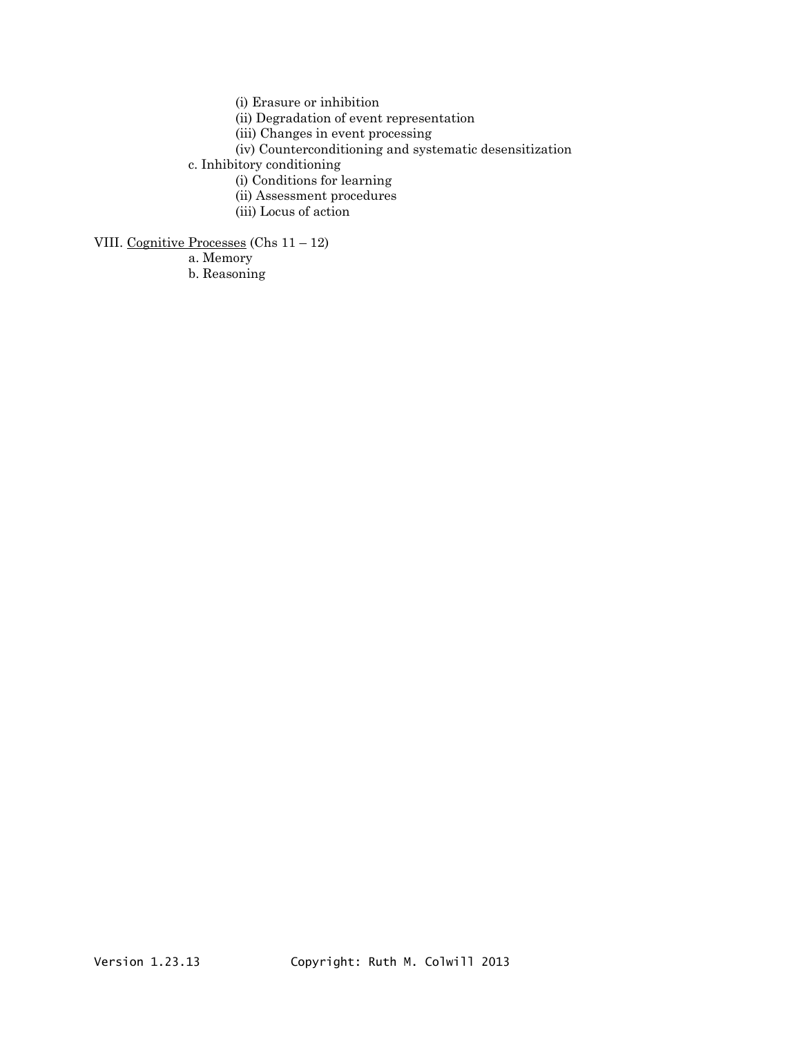- (i) Erasure or inhibition
- (ii) Degradation of event representation
- (iii) Changes in event processing
- (iv) Counterconditioning and systematic desensitization

c. Inhibitory conditioning

- (i) Conditions for learning
- (ii) Assessment procedures
- (iii) Locus of action

VIII. Cognitive Processes (Chs 11 – 12)

a. Memory

b. Reasoning

Version 1.23.13 Copyright: Ruth M. Colwill 2013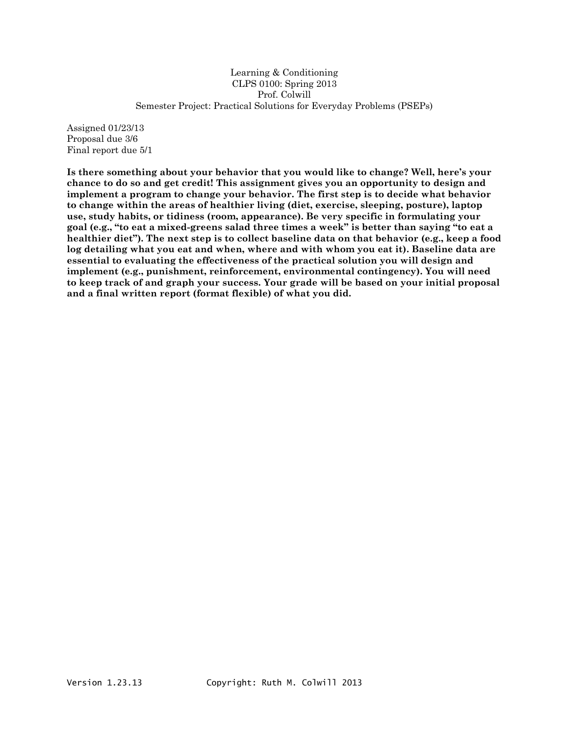Learning & Conditioning
CLPS 0100: Spring 2013
Prof. Colwill
Semester Project: Practical Solutions for Everyday Problems (PSEPs)

Assigned 01/23/13
Proposal due 3/6
Final report due 5/1

**Is there something about your behavior that you would like to change? Well, here's your chance to do so and get credit! This assignment gives you an opportunity to design and implement a program to change your behavior. The first step is to decide what behavior to change within the areas of healthier living (diet, exercise, sleeping, posture), laptop use, study habits, or tidiness (room, appearance). Be very specific in formulating your goal (e.g., "to eat a mixed-greens salad three times a week" is better than saying "to eat a healthier diet"). The next step is to collect baseline data on that behavior (e.g., keep a food log detailing what you eat and when, where and with whom you eat it). Baseline data are essential to evaluating the effectiveness of the practical solution you will design and implement (e.g., punishment, reinforcement, environmental contingency). You will need to keep track of and graph your success. Your grade will be based on your initial proposal and a final written report (format flexible) of what you did.**

Version 1.23.13 Copyright: Ruth M. Colwill 2013